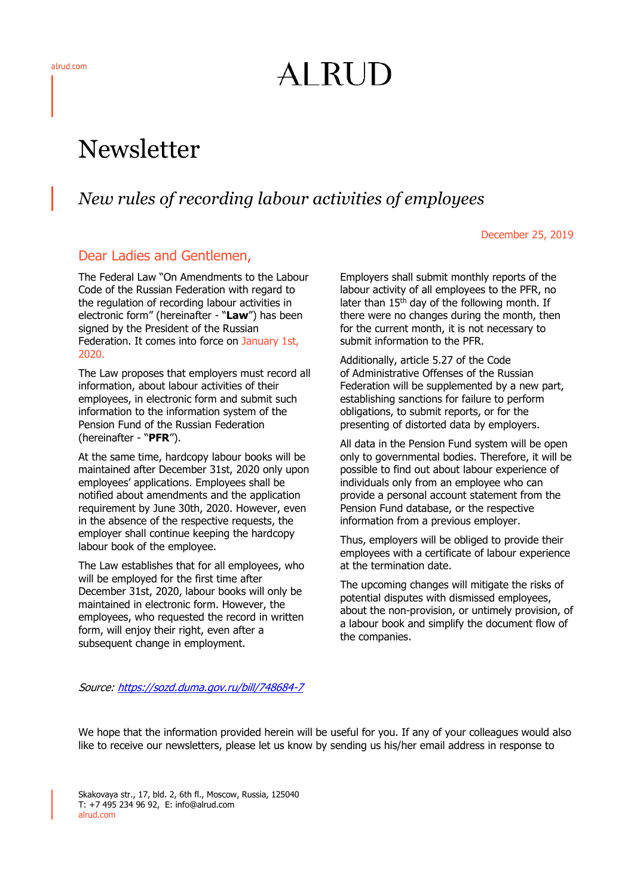# Newsletter

## *New rules of recording labour activities of employees*

December 25, 2019

### Dear Ladies and Gentlemen,

The Federal Law "On Amendments to the Labour Code of the Russian Federation with regard to the regulation of recording labour activities in electronic form" (hereinafter - "**Law**") has been signed by the President of the Russian Federation. It comes into force on January 1st, 2020.

The Law proposes that employers must record all information, about labour activities of their employees, in electronic form and submit such information to the information system of the Pension Fund of the Russian Federation (hereinafter - "**PFR**").

At the same time, hardcopy labour books will be maintained after December 31st, 2020 only upon employees' applications. Employees shall be notified about amendments and the application requirement by June 30th, 2020. However, even in the absence of the respective requests, the employer shall continue keeping the hardcopy labour book of the employee.

The Law establishes that for all employees, who will be employed for the first time after December 31st, 2020, labour books will only be maintained in electronic form. However, the employees, who requested the record in written form, will enjoy their right, even after a subsequent change in employment.

Employers shall submit monthly reports of the labour activity of all employees to the PFR, no later than 15th day of the following month. If there were no changes during the month, then for the current month, it is not necessary to submit information to the PFR.

Additionally, article 5.27 of the Code of Administrative Offenses of the Russian Federation will be supplemented by a new part, establishing sanctions for failure to perform obligations, to submit reports, or for the presenting of distorted data by employers.

All data in the Pension Fund system will be open only to governmental bodies. Therefore, it will be possible to find out about labour experience of individuals only from an employee who can provide a personal account statement from the Pension Fund database, or the respective information from a previous employer.

Thus, employers will be obliged to provide their employees with a certificate of labour experience at the termination date.

The upcoming changes will mitigate the risks of potential disputes with dismissed employees, about the non-provision, or untimely provision, of a labour book and simplify the document flow of the companies.

*Source: https://sozd.duma.gov.ru/bill/748684-7*

We hope that the information provided herein will be useful for you. If any of your colleagues would also like to receive our newsletters, please let us know by sending us his/her email address in response to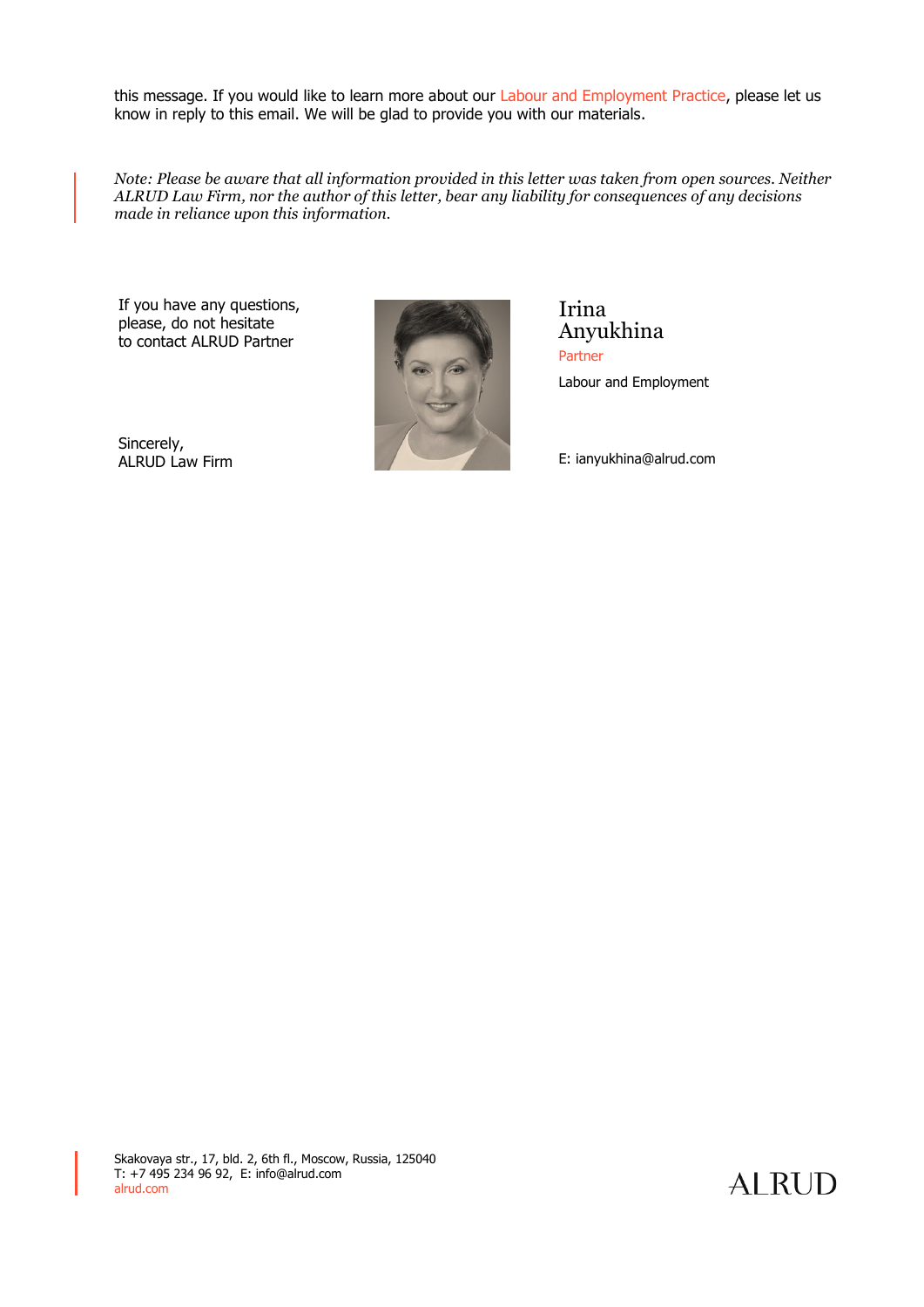this message. If you would like to learn more about our Labour and Employment Practice, please let us know in reply to this email. We will be glad to provide you with our materials.

*Note: Please be aware that all information provided in this letter was taken from open sources. Neither ALRUD Law Firm, nor the author of this letter, bear any liability for consequences of any decisions made in reliance upon this information.*

If you have any questions, please, do not hesitate to contact ALRUD Partner

Irina Anyukhina
Partner
Labour and Employment

E: ianyukhina@alrud.com

Sincerely,
ALRUD Law Firm

Skakovaya str., 17, bld. 2, 6th fl., Moscow, Russia, 125040
T: +7 495 234 96 92, E: info@alrud.com
alrud.com

ALRUD